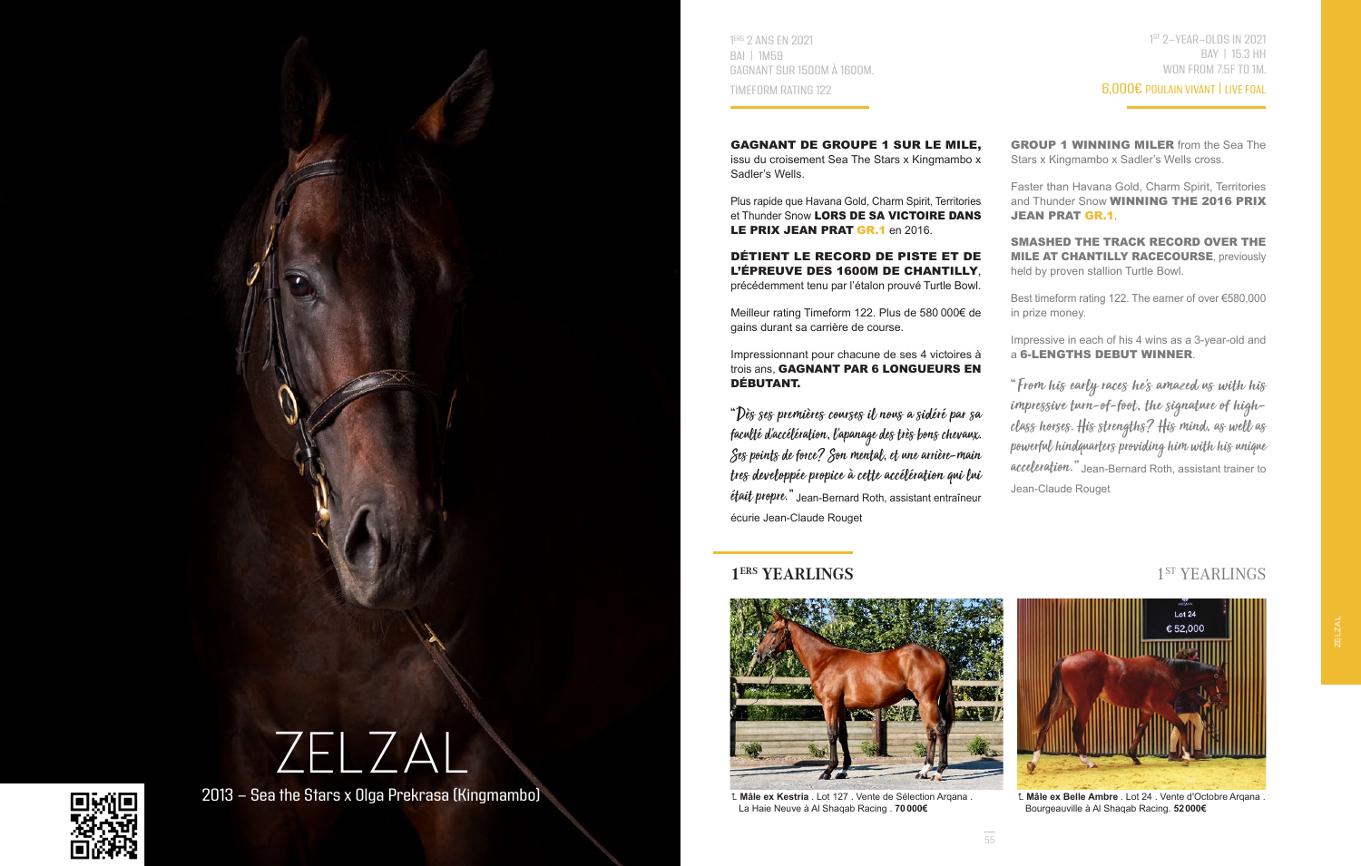# ZELZAL

2013 – Sea the Stars x Olga Prekrasa (Kingmambo)

1ERS 2 ANS EN 2021
BAI | 1M59
GAGNANT SUR 1500M À 1600M.
TIMEFORM RATING 122

**GAGNANT DE GROUPE 1 SUR LE MILE,** issu du croisement Sea The Stars x Kingmambo x Sadler's Wells.

Plus rapide que Havana Gold, Charm Spirit, Territories et Thunder Snow **LORS DE SA VICTOIRE DANS LE PRIX JEAN PRAT GR.1** en 2016.

**DÉTIENT LE RECORD DE PISTE ET DE L'ÉPREUVE DES 1600M DE CHANTILLY**, précédemment tenu par l'étalon prouvé Turtle Bowl.

Meilleur rating Timeform 122. Plus de 580 000€ de gains durant sa carrière de course.

Impressionnant pour chacune de ses 4 victoires à trois ans, **GAGNANT PAR 6 LONGUEURS EN DÉBUTANT.**

*"Dès ses premières courses il nous a sidéré par sa faculté d'accélération, l'apanage des très bons chevaux. Ses points de force? Son mental, et une arrière-main tres developpée propice à cette accélération qui lui était propre."* Jean-Bernard Roth, assistant entraîneur écurie Jean-Claude Rouget

1ST 2-YEAR-OLDS IN 2021
BAY | 15.3 HH
WON FROM 7.5F TO 1M.
6,000€ POULAIN VIVANT | LIVE FOAL

**GROUP 1 WINNING MILER** from the Sea The Stars x Kingmambo x Sadler's Wells cross.

Faster than Havana Gold, Charm Spirit, Territories and Thunder Snow **WINNING THE 2016 PRIX JEAN PRAT GR.1**.

**SMASHED THE TRACK RECORD OVER THE MILE AT CHANTILLY RACECOURSE**, previously held by proven stallion Turtle Bowl.

Best timeform rating 122. The earner of over €580,000 in prize money.

Impressive in each of his 4 wins as a 3-year-old and a **6-LENGTHS DEBUT WINNER**.

*"From his early races he's amazed us with his impressive turn-of-foot, the signature of high-class horses. His strengths? His mind, as well as powerful hindquarters providing him with his unique acceleration."* Jean-Bernard Roth, assistant trainer to Jean-Claude Rouget

## 1ERS YEARLINGS | 1ST YEARLINGS

**Mâle ex Kestria** . Lot 127 . Vente de Sélection Arqana . La Haie Neuve à Al Shaqab Racing . **70 000€**

**Mâle ex Belle Ambre** . Lot 24 . Vente d'Octobre Arqana . Bourgeauville à Al Shaqab Racing. **52 000€**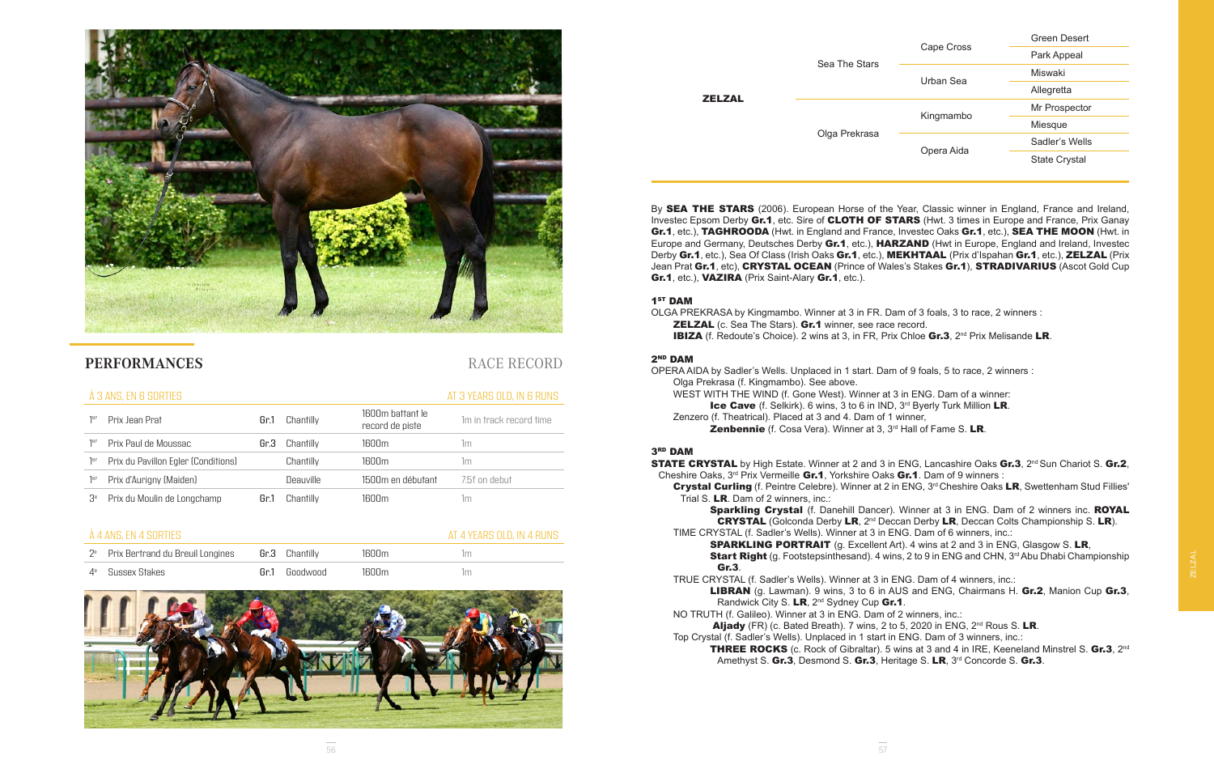## PERFORMANCES

## RACE RECORD

| À 3 ANS, EN 6 SORTIES | | | | | AT 3 YEARS OLD, IN 6 RUNS |
|---|---|---|---|---|---|
| 1er | Prix Jean Prat | Gr.1 | Chantilly | 1600m battant le record de piste | 1m in track record time |
| 1er | Prix Paul de Moussac | Gr.3 | Chantilly | 1600m | 1m |
| 1er | Prix du Pavillon Egler (Conditions) | | Chantilly | 1600m | 1m |
| 1er | Prix d'Aurigny (Maiden) | | Deauville | 1500m en débutant | 7.5f on debut |
| 3e | Prix du Moulin de Longchamp | Gr.1 | Chantilly | 1600m | 1m |

| À 4 ANS, EN 4 SORTIES | | | | | AT 4 YEARS OLD, IN 4 RUNS |
|---|---|---|---|---|---|
| 2e | Prix Bertrand du Breuil Longines | Gr.3 | Chantilly | 1600m | 1m |
| 4e | Sussex Stakes | Gr.1 | Goodwood | 1600m | 1m |

| | | | |
|---|---|---|---|
| **ZELZAL** | Sea The Stars | Cape Cross | Green Desert |
| | | | Park Appeal |
| | | Urban Sea | Miswaki |
| | | | Allegretta |
| | Olga Prekrasa | Kingmambo | Mr Prospector |
| | | | Miesque |
| | | Opera Aida | Sadler's Wells |
| | | | State Crystal |

By **SEA THE STARS** (2006). European Horse of the Year, Classic winner in England, France and Ireland, Investec Epsom Derby **Gr.1**, etc. Sire of **CLOTH OF STARS** (Hwt. 3 times in Europe and France, Prix Ganay **Gr.1**, etc.), **TAGHROODA** (Hwt. in England and France, Investec Oaks **Gr.1**, etc.), **SEA THE MOON** (Hwt. in Europe and Germany, Deutsches Derby **Gr.1**, etc.), **HARZAND** (Hwt in Europe, England and Ireland, Investec Derby **Gr.1**, etc.), Sea Of Class (Irish Oaks **Gr.1**, etc.), **MEKHTAAL** (Prix d'Ispahan **Gr.1**, etc.), **ZELZAL** (Prix Jean Prat **Gr.1**, etc), **CRYSTAL OCEAN** (Prince of Wales's Stakes **Gr.1**), **STRADIVARIUS** (Ascot Gold Cup **Gr.1**, etc.), **VAZIRA** (Prix Saint-Alary **Gr.1**, etc.).

### 1ST DAM

OLGA PREKRASA by Kingmambo. Winner at 3 in FR. Dam of 3 foals, 3 to race, 2 winners :

**ZELZAL** (c. Sea The Stars). **Gr.1** winner, see race record.

**IBIZA** (f. Redoute's Choice). 2 wins at 3, in FR, Prix Chloe **Gr.3**, 2nd Prix Melisande **LR**.

### 2ND DAM

OPERA AIDA by Sadler's Wells. Unplaced in 1 start. Dam of 9 foals, 5 to race, 2 winners :

Olga Prekrasa (f. Kingmambo). See above.

WEST WITH THE WIND (f. Gone West). Winner at 3 in ENG. Dam of a winner:

**Ice Cave** (f. Selkirk). 6 wins, 3 to 6 in IND, 3rd Byerly Turk Million **LR**.

Zenzero (f. Theatrical). Placed at 3 and 4. Dam of 1 winner,

**Zenbennie** (f. Cosa Vera). Winner at 3, 3rd Hall of Fame S. **LR**.

### 3RD DAM

**STATE CRYSTAL** by High Estate. Winner at 2 and 3 in ENG, Lancashire Oaks **Gr.3**, 2nd Sun Chariot S. **Gr.2**, Cheshire Oaks, 3rd Prix Vermeille **Gr.1**, Yorkshire Oaks **Gr.1**. Dam of 9 winners :

**Crystal Curling** (f. Peintre Celebre). Winner at 2 in ENG, 3rd Cheshire Oaks **LR**, Swettenham Stud Fillies' Trial S. **LR**. Dam of 2 winners, inc.:

**Sparkling Crystal** (f. Danehill Dancer). Winner at 3 in ENG. Dam of 2 winners inc. **ROYAL CRYSTAL** (Golconda Derby **LR**, 2nd Deccan Derby **LR**, Deccan Colts Championship S. **LR**).

TIME CRYSTAL (f. Sadler's Wells). Winner at 3 in ENG. Dam of 6 winners, inc.:

**SPARKLING PORTRAIT** (g. Excellent Art). 4 wins at 2 and 3 in ENG, Glasgow S. **LR**,

**Start Right** (g. Footstepsinthesand). 4 wins, 2 to 9 in ENG and CHN, 3rd Abu Dhabi Championship **Gr.3**.

TRUE CRYSTAL (f. Sadler's Wells). Winner at 3 in ENG. Dam of 4 winners, inc.:

**LIBRAN** (g. Lawman). 9 wins, 3 to 6 in AUS and ENG, Chairmans H. **Gr.2**, Manion Cup **Gr.3**, Randwick City S. **LR**, 2nd Sydney Cup **Gr.1**.

NO TRUTH (f. Galileo). Winner at 3 in ENG. Dam of 2 winners, inc.:

**Aljady** (FR) (c. Bated Breath). 7 wins, 2 to 5, 2020 in ENG, 2nd Rous S. **LR**.

Top Crystal (f. Sadler's Wells). Unplaced in 1 start in ENG. Dam of 3 winners, inc.:

**THREE ROCKS** (c. Rock of Gibraltar). 5 wins at 3 and 4 in IRE, Keeneland Minstrel S. **Gr.3**, 2nd Amethyst S. **Gr.3**, Desmond S. **Gr.3**, Heritage S. **LR**, 3rd Concorde S. **Gr.3**.